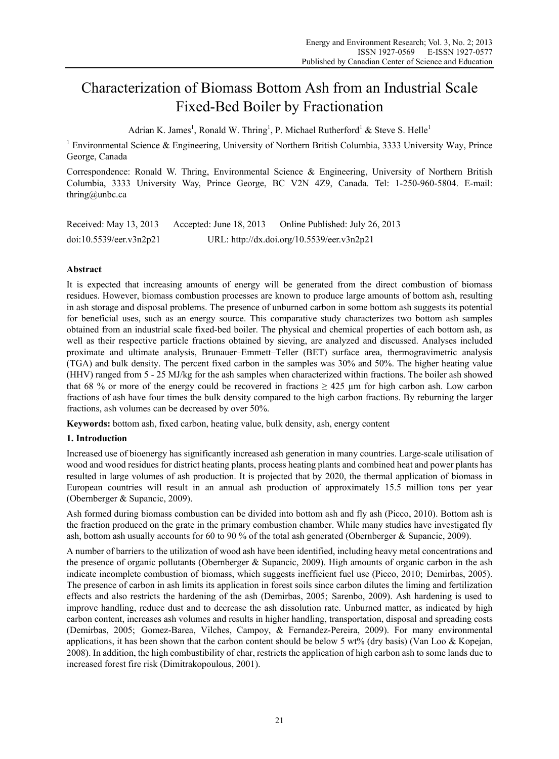# Characterization of Biomass Bottom Ash from an Industrial Scale Fixed-Bed Boiler by Fractionation

Adrian K. James[1], Ronald W. Thring[1], P. Michael Rutherford[1] & Steve S. Helle[1]

[1] Environmental Science & Engineering, University of Northern British Columbia, 3333 University Way, Prince George, Canada

Correspondence: Ronald W. Thring, Environmental Science & Engineering, University of Northern British Columbia, 3333 University Way, Prince George, BC V2N 4Z9, Canada. Tel: 1-250-960-5804. E-mail: thring@unbc.ca

Received: May 13, 2013 Accepted: June 18, 2013 Online Published: July 26, 2013

doi:10.5539/eer.v3n2p21 URL: http://dx.doi.org/10.5539/eer.v3n2p21

## Abstract

It is expected that increasing amounts of energy will be generated from the direct combustion of biomass residues. However, biomass combustion processes are known to produce large amounts of bottom ash, resulting in ash storage and disposal problems. The presence of unburned carbon in some bottom ash suggests its potential for beneficial uses, such as an energy source. This comparative study characterizes two bottom ash samples obtained from an industrial scale fixed-bed boiler. The physical and chemical properties of each bottom ash, as well as their respective particle fractions obtained by sieving, are analyzed and discussed. Analyses included proximate and ultimate analysis, Brunauer–Emmett–Teller (BET) surface area, thermogravimetric analysis (TGA) and bulk density. The percent fixed carbon in the samples was 30% and 50%. The higher heating value (HHV) ranged from 5 - 25 MJ/kg for the ash samples when characterized within fractions. The boiler ash showed that 68 % or more of the energy could be recovered in fractions ≥ 425 μm for high carbon ash. Low carbon fractions of ash have four times the bulk density compared to the high carbon fractions. By reburning the larger fractions, ash volumes can be decreased by over 50%.

**Keywords:** bottom ash, fixed carbon, heating value, bulk density, ash, energy content

## 1. Introduction

Increased use of bioenergy has significantly increased ash generation in many countries. Large-scale utilisation of wood and wood residues for district heating plants, process heating plants and combined heat and power plants has resulted in large volumes of ash production. It is projected that by 2020, the thermal application of biomass in European countries will result in an annual ash production of approximately 15.5 million tons per year (Obernberger & Supancic, 2009).

Ash formed during biomass combustion can be divided into bottom ash and fly ash (Picco, 2010). Bottom ash is the fraction produced on the grate in the primary combustion chamber. While many studies have investigated fly ash, bottom ash usually accounts for 60 to 90 % of the total ash generated (Obernberger & Supancic, 2009).

A number of barriers to the utilization of wood ash have been identified, including heavy metal concentrations and the presence of organic pollutants (Obernberger & Supancic, 2009). High amounts of organic carbon in the ash indicate incomplete combustion of biomass, which suggests inefficient fuel use (Picco, 2010; Demirbas, 2005). The presence of carbon in ash limits its application in forest soils since carbon dilutes the liming and fertilization effects and also restricts the hardening of the ash (Demirbas, 2005; Sarenbo, 2009). Ash hardening is used to improve handling, reduce dust and to decrease the ash dissolution rate. Unburned matter, as indicated by high carbon content, increases ash volumes and results in higher handling, transportation, disposal and spreading costs (Demirbas, 2005; Gomez-Barea, Vilches, Campoy, & Fernandez-Pereira, 2009). For many environmental applications, it has been shown that the carbon content should be below 5 wt% (dry basis) (Van Loo & Kopejan, 2008). In addition, the high combustibility of char, restricts the application of high carbon ash to some lands due to increased forest fire risk (Dimitrakopoulous, 2001).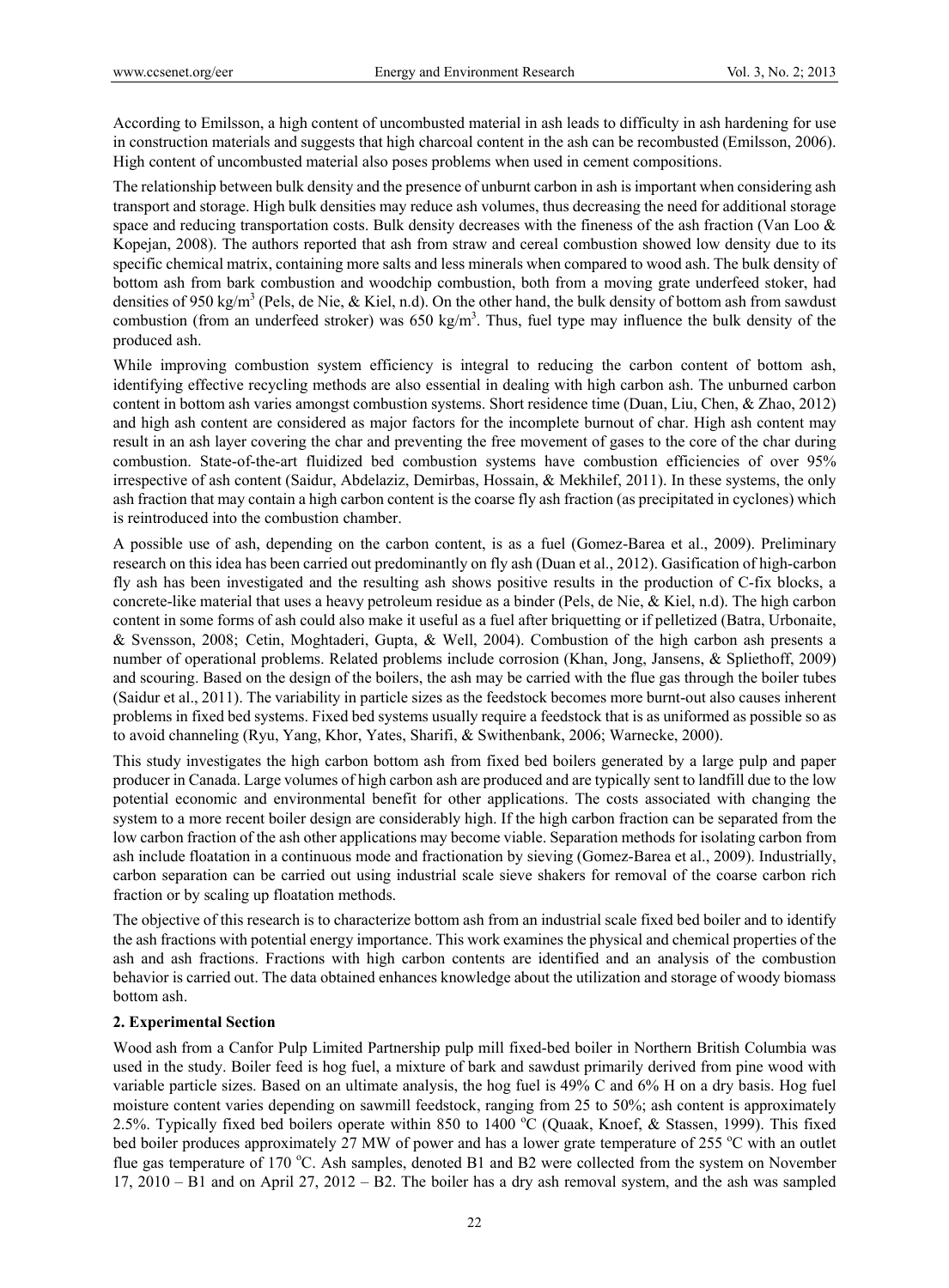According to Emilsson, a high content of uncombusted material in ash leads to difficulty in ash hardening for use in construction materials and suggests that high charcoal content in the ash can be recombusted (Emilsson, 2006). High content of uncombusted material also poses problems when used in cement compositions.

The relationship between bulk density and the presence of unburnt carbon in ash is important when considering ash transport and storage. High bulk densities may reduce ash volumes, thus decreasing the need for additional storage space and reducing transportation costs. Bulk density decreases with the fineness of the ash fraction (Van Loo & Kopejan, 2008). The authors reported that ash from straw and cereal combustion showed low density due to its specific chemical matrix, containing more salts and less minerals when compared to wood ash. The bulk density of bottom ash from bark combustion and woodchip combustion, both from a moving grate underfeed stoker, had densities of 950 kg/m$^3$ (Pels, de Nie, & Kiel, n.d). On the other hand, the bulk density of bottom ash from sawdust combustion (from an underfeed stroker) was 650 kg/m$^3$. Thus, fuel type may influence the bulk density of the produced ash.

While improving combustion system efficiency is integral to reducing the carbon content of bottom ash, identifying effective recycling methods are also essential in dealing with high carbon ash. The unburned carbon content in bottom ash varies amongst combustion systems. Short residence time (Duan, Liu, Chen, & Zhao, 2012) and high ash content are considered as major factors for the incomplete burnout of char. High ash content may result in an ash layer covering the char and preventing the free movement of gases to the core of the char during combustion. State-of-the-art fluidized bed combustion systems have combustion efficiencies of over 95% irrespective of ash content (Saidur, Abdelaziz, Demirbas, Hossain, & Mekhilef, 2011). In these systems, the only ash fraction that may contain a high carbon content is the coarse fly ash fraction (as precipitated in cyclones) which is reintroduced into the combustion chamber.

A possible use of ash, depending on the carbon content, is as a fuel (Gomez-Barea et al., 2009). Preliminary research on this idea has been carried out predominantly on fly ash (Duan et al., 2012). Gasification of high-carbon fly ash has been investigated and the resulting ash shows positive results in the production of C-fix blocks, a concrete-like material that uses a heavy petroleum residue as a binder (Pels, de Nie, & Kiel, n.d). The high carbon content in some forms of ash could also make it useful as a fuel after briquetting or if pelletized (Batra, Urbonaite, & Svensson, 2008; Cetin, Moghtaderi, Gupta, & Well, 2004). Combustion of the high carbon ash presents a number of operational problems. Related problems include corrosion (Khan, Jong, Jansens, & Spliethoff, 2009) and scouring. Based on the design of the boilers, the ash may be carried with the flue gas through the boiler tubes (Saidur et al., 2011). The variability in particle sizes as the feedstock becomes more burnt-out also causes inherent problems in fixed bed systems. Fixed bed systems usually require a feedstock that is as uniformed as possible so as to avoid channeling (Ryu, Yang, Khor, Yates, Sharifi, & Swithenbank, 2006; Warnecke, 2000).

This study investigates the high carbon bottom ash from fixed bed boilers generated by a large pulp and paper producer in Canada. Large volumes of high carbon ash are produced and are typically sent to landfill due to the low potential economic and environmental benefit for other applications. The costs associated with changing the system to a more recent boiler design are considerably high. If the high carbon fraction can be separated from the low carbon fraction of the ash other applications may become viable. Separation methods for isolating carbon from ash include floatation in a continuous mode and fractionation by sieving (Gomez-Barea et al., 2009). Industrially, carbon separation can be carried out using industrial scale sieve shakers for removal of the coarse carbon rich fraction or by scaling up floatation methods.

The objective of this research is to characterize bottom ash from an industrial scale fixed bed boiler and to identify the ash fractions with potential energy importance. This work examines the physical and chemical properties of the ash and ash fractions. Fractions with high carbon contents are identified and an analysis of the combustion behavior is carried out. The data obtained enhances knowledge about the utilization and storage of woody biomass bottom ash.

## 2. Experimental Section

Wood ash from a Canfor Pulp Limited Partnership pulp mill fixed-bed boiler in Northern British Columbia was used in the study. Boiler feed is hog fuel, a mixture of bark and sawdust primarily derived from pine wood with variable particle sizes. Based on an ultimate analysis, the hog fuel is 49% C and 6% H on a dry basis. Hog fuel moisture content varies depending on sawmill feedstock, ranging from 25 to 50%; ash content is approximately 2.5%. Typically fixed bed boilers operate within 850 to 1400 $^{o}$C (Quaak, Knoef, & Stassen, 1999). This fixed bed boiler produces approximately 27 MW of power and has a lower grate temperature of 255 $^{o}$C with an outlet flue gas temperature of 170 $^{o}$C. Ash samples, denoted B1 and B2 were collected from the system on November 17, 2010 – B1 and on April 27, 2012 – B2. The boiler has a dry ash removal system, and the ash was sampled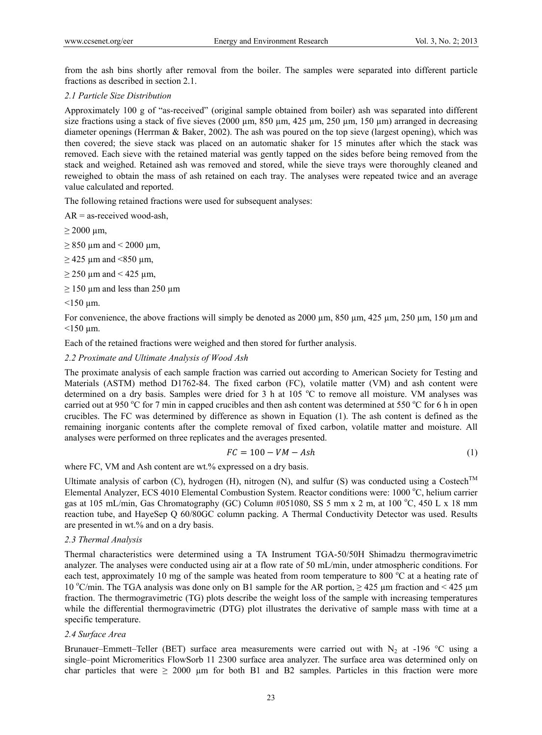from the ash bins shortly after removal from the boiler. The samples were separated into different particle fractions as described in section 2.1.

### *2.1 Particle Size Distribution*

Approximately 100 g of "as-received" (original sample obtained from boiler) ash was separated into different size fractions using a stack of five sieves (2000 µm, 850 µm, 425 µm, 250 µm, 150 µm) arranged in decreasing diameter openings (Herrman & Baker, 2002). The ash was poured on the top sieve (largest opening), which was then covered; the sieve stack was placed on an automatic shaker for 15 minutes after which the stack was removed. Each sieve with the retained material was gently tapped on the sides before being removed from the stack and weighed. Retained ash was removed and stored, while the sieve trays were thoroughly cleaned and reweighed to obtain the mass of ash retained on each tray. The analyses were repeated twice and an average value calculated and reported.

The following retained fractions were used for subsequent analyses:

AR = as-received wood-ash,

≥ 2000 µm,

≥ 850 µm and < 2000 µm,

≥ 425 µm and <850 µm,

≥ 250 µm and < 425 µm,

≥ 150 µm and less than 250 µm

<150 µm.

For convenience, the above fractions will simply be denoted as 2000 µm, 850 µm, 425 µm, 250 µm, 150 µm and <150 µm.

Each of the retained fractions were weighed and then stored for further analysis.

### *2.2 Proximate and Ultimate Analysis of Wood Ash*

The proximate analysis of each sample fraction was carried out according to American Society for Testing and Materials (ASTM) method D1762-84. The fixed carbon (FC), volatile matter (VM) and ash content were determined on a dry basis. Samples were dried for 3 h at 105 °C to remove all moisture. VM analyses was carried out at 950 °C for 7 min in capped crucibles and then ash content was determined at 550 °C for 6 h in open crucibles. The FC was determined by difference as shown in Equation (1). The ash content is defined as the remaining inorganic contents after the complete removal of fixed carbon, volatile matter and moisture. All analyses were performed on three replicates and the averages presented.

$$FC = 100 - VM - Ash \tag{1}$$

where FC, VM and Ash content are wt.% expressed on a dry basis.

Ultimate analysis of carbon (C), hydrogen (H), nitrogen (N), and sulfur (S) was conducted using a Costech™ Elemental Analyzer, ECS 4010 Elemental Combustion System. Reactor conditions were: 1000 °C, helium carrier gas at 105 mL/min, Gas Chromatography (GC) Column #051080, SS 5 mm x 2 m, at 100 °C, 450 L x 18 mm reaction tube, and HayeSep Q 60/80GC column packing. A Thermal Conductivity Detector was used. Results are presented in wt.% and on a dry basis.

### *2.3 Thermal Analysis*

Thermal characteristics were determined using a TA Instrument TGA-50/50H Shimadzu thermogravimetric analyzer. The analyses were conducted using air at a flow rate of 50 mL/min, under atmospheric conditions. For each test, approximately 10 mg of the sample was heated from room temperature to 800 °C at a heating rate of 10 °C/min. The TGA analysis was done only on B1 sample for the AR portion, ≥ 425 µm fraction and < 425 µm fraction. The thermogravimetric (TG) plots describe the weight loss of the sample with increasing temperatures while the differential thermogravimetric (DTG) plot illustrates the derivative of sample mass with time at a specific temperature.

### *2.4 Surface Area*

Brunauer–Emmett–Teller (BET) surface area measurements were carried out with $N_2$ at -196 °C using a single–point Micromeritics FlowSorb 11 2300 surface area analyzer. The surface area was determined only on char particles that were ≥ 2000 µm for both B1 and B2 samples. Particles in this fraction were more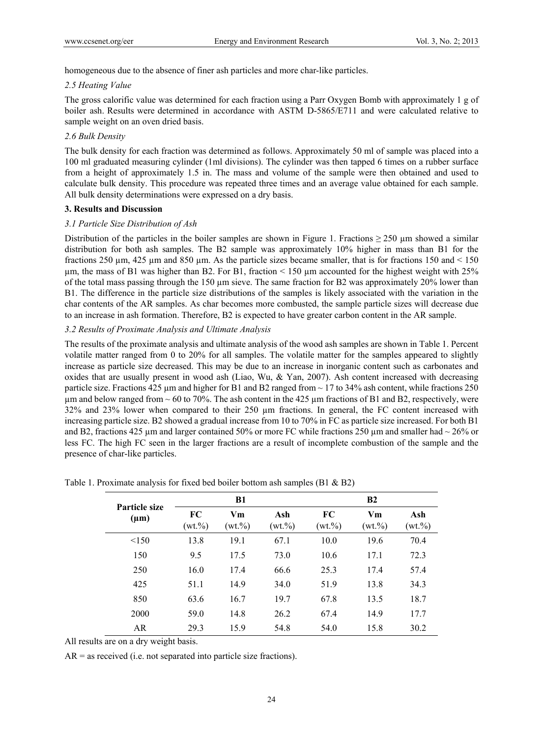homogeneous due to the absence of finer ash particles and more char-like particles.

*2.5 Heating Value*

The gross calorific value was determined for each fraction using a Parr Oxygen Bomb with approximately 1 g of boiler ash. Results were determined in accordance with ASTM D-5865/E711 and were calculated relative to sample weight on an oven dried basis.

*2.6 Bulk Density*

The bulk density for each fraction was determined as follows. Approximately 50 ml of sample was placed into a 100 ml graduated measuring cylinder (1ml divisions). The cylinder was then tapped 6 times on a rubber surface from a height of approximately 1.5 in. The mass and volume of the sample were then obtained and used to calculate bulk density. This procedure was repeated three times and an average value obtained for each sample. All bulk density determinations were expressed on a dry basis.

**3. Results and Discussion**

*3.1 Particle Size Distribution of Ash*

Distribution of the particles in the boiler samples are shown in Figure 1. Fractions ≥ 250 µm showed a similar distribution for both ash samples. The B2 sample was approximately 10% higher in mass than B1 for the fractions 250 µm, 425 µm and 850 µm. As the particle sizes became smaller, that is for fractions 150 and < 150 µm, the mass of B1 was higher than B2. For B1, fraction < 150 µm accounted for the highest weight with 25% of the total mass passing through the 150 µm sieve. The same fraction for B2 was approximately 20% lower than B1. The difference in the particle size distributions of the samples is likely associated with the variation in the char contents of the AR samples. As char becomes more combusted, the sample particle sizes will decrease due to an increase in ash formation. Therefore, B2 is expected to have greater carbon content in the AR sample.

*3.2 Results of Proximate Analysis and Ultimate Analysis*

The results of the proximate analysis and ultimate analysis of the wood ash samples are shown in Table 1. Percent volatile matter ranged from 0 to 20% for all samples. The volatile matter for the samples appeared to slightly increase as particle size decreased. This may be due to an increase in inorganic content such as carbonates and oxides that are usually present in wood ash (Liao, Wu, & Yan, 2007). Ash content increased with decreasing particle size. Fractions 425 µm and higher for B1 and B2 ranged from ~ 17 to 34% ash content, while fractions 250 µm and below ranged from ~ 60 to 70%. The ash content in the 425 µm fractions of B1 and B2, respectively, were 32% and 23% lower when compared to their 250 µm fractions. In general, the FC content increased with increasing particle size. B2 showed a gradual increase from 10 to 70% in FC as particle size increased. For both B1 and B2, fractions 425 µm and larger contained 50% or more FC while fractions 250 µm and smaller had ~ 26% or less FC. The high FC seen in the larger fractions are a result of incomplete combustion of the sample and the presence of char-like particles.

Table 1. Proximate analysis for fixed bed boiler bottom ash samples (B1 & B2)

| Particle size (µm) | B1 | | | B2 | | |
|---|---|---|---|---|---|---|
| | FC (wt.%) | Vm (wt.%) | Ash (wt.%) | FC (wt.%) | Vm (wt.%) | Ash (wt.%) |
| <150 | 13.8 | 19.1 | 67.1 | 10.0 | 19.6 | 70.4 |
| 150 | 9.5 | 17.5 | 73.0 | 10.6 | 17.1 | 72.3 |
| 250 | 16.0 | 17.4 | 66.6 | 25.3 | 17.4 | 57.4 |
| 425 | 51.1 | 14.9 | 34.0 | 51.9 | 13.8 | 34.3 |
| 850 | 63.6 | 16.7 | 19.7 | 67.8 | 13.5 | 18.7 |
| 2000 | 59.0 | 14.8 | 26.2 | 67.4 | 14.9 | 17.7 |
| AR | 29.3 | 15.9 | 54.8 | 54.0 | 15.8 | 30.2 |

All results are on a dry weight basis.

AR = as received (i.e. not separated into particle size fractions).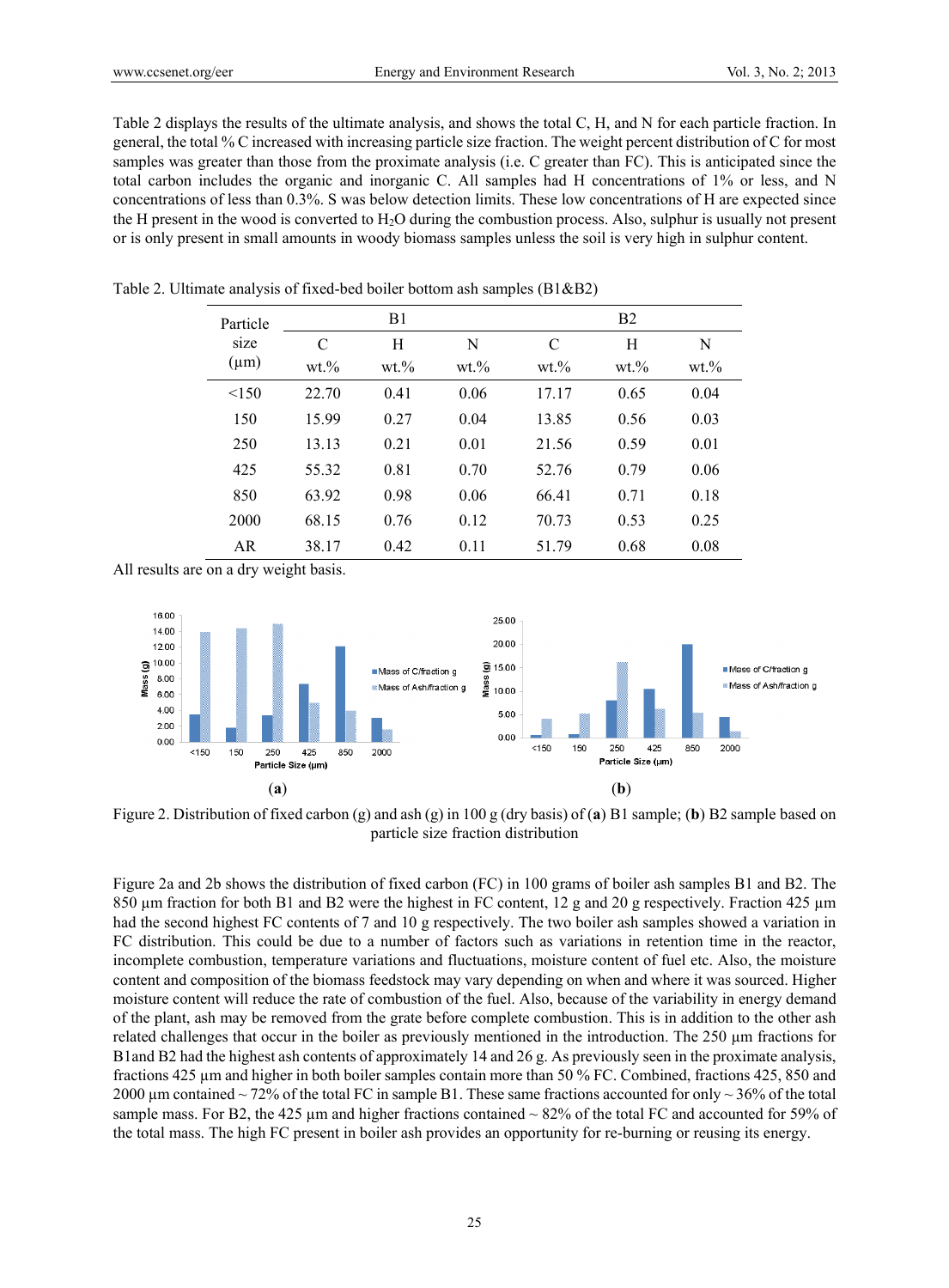Table 2 displays the results of the ultimate analysis, and shows the total C, H, and N for each particle fraction. In general, the total % C increased with increasing particle size fraction. The weight percent distribution of C for most samples was greater than those from the proximate analysis (i.e. C greater than FC). This is anticipated since the total carbon includes the organic and inorganic C. All samples had H concentrations of 1% or less, and N concentrations of less than 0.3%. S was below detection limits. These low concentrations of H are expected since the H present in the wood is converted to $H_2O$ during the combustion process. Also, sulphur is usually not present or is only present in small amounts in woody biomass samples unless the soil is very high in sulphur content.

Table 2. Ultimate analysis of fixed-bed boiler bottom ash samples (B1&B2)

| Particle size (μm) | B1 | | | B2 | | |
|---|---|---|---|---|---|---|
| | C wt.% | H wt.% | N wt.% | C wt.% | H wt.% | N wt.% |
| <150 | 22.70 | 0.41 | 0.06 | 17.17 | 0.65 | 0.04 |
| 150 | 15.99 | 0.27 | 0.04 | 13.85 | 0.56 | 0.03 |
| 250 | 13.13 | 0.21 | 0.01 | 21.56 | 0.59 | 0.01 |
| 425 | 55.32 | 0.81 | 0.70 | 52.76 | 0.79 | 0.06 |
| 850 | 63.92 | 0.98 | 0.06 | 66.41 | 0.71 | 0.18 |
| 2000 | 68.15 | 0.76 | 0.12 | 70.73 | 0.53 | 0.25 |
| AR | 38.17 | 0.42 | 0.11 | 51.79 | 0.68 | 0.08 |

All results are on a dry weight basis.

(**a**) (**b**)

Figure 2. Distribution of fixed carbon (g) and ash (g) in 100 g (dry basis) of (**a**) B1 sample; (**b**) B2 sample based on particle size fraction distribution

Figure 2a and 2b shows the distribution of fixed carbon (FC) in 100 grams of boiler ash samples B1 and B2. The 850 µm fraction for both B1 and B2 were the highest in FC content, 12 g and 20 g respectively. Fraction 425 µm had the second highest FC contents of 7 and 10 g respectively. The two boiler ash samples showed a variation in FC distribution. This could be due to a number of factors such as variations in retention time in the reactor, incomplete combustion, temperature variations and fluctuations, moisture content of fuel etc. Also, the moisture content and composition of the biomass feedstock may vary depending on when and where it was sourced. Higher moisture content will reduce the rate of combustion of the fuel. Also, because of the variability in energy demand of the plant, ash may be removed from the grate before complete combustion. This is in addition to the other ash related challenges that occur in the boiler as previously mentioned in the introduction. The 250 µm fractions for B1and B2 had the highest ash contents of approximately 14 and 26 g. As previously seen in the proximate analysis, fractions 425 µm and higher in both boiler samples contain more than 50 % FC. Combined, fractions 425, 850 and 2000 µm contained ~ 72% of the total FC in sample B1. These same fractions accounted for only ~ 36% of the total sample mass. For B2, the 425 µm and higher fractions contained ~ 82% of the total FC and accounted for 59% of the total mass. The high FC present in boiler ash provides an opportunity for re-burning or reusing its energy.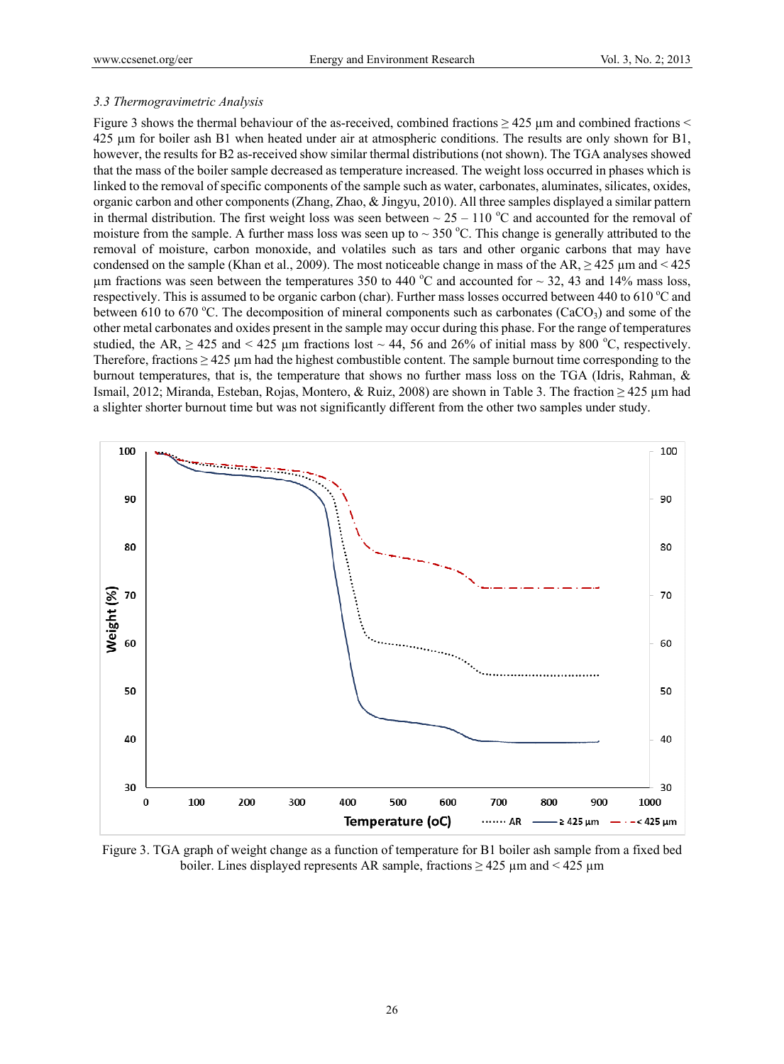### *3.3 Thermogravimetric Analysis*

Figure 3 shows the thermal behaviour of the as-received, combined fractions ≥ 425 µm and combined fractions < 425 µm for boiler ash B1 when heated under air at atmospheric conditions. The results are only shown for B1, however, the results for B2 as-received show similar thermal distributions (not shown). The TGA analyses showed that the mass of the boiler sample decreased as temperature increased. The weight loss occurred in phases which is linked to the removal of specific components of the sample such as water, carbonates, aluminates, silicates, oxides, organic carbon and other components (Zhang, Zhao, & Jingyu, 2010). All three samples displayed a similar pattern in thermal distribution. The first weight loss was seen between ~ 25 – 110 °C and accounted for the removal of moisture from the sample. A further mass loss was seen up to ~ 350 °C. This change is generally attributed to the removal of moisture, carbon monoxide, and volatiles such as tars and other organic carbons that may have condensed on the sample (Khan et al., 2009). The most noticeable change in mass of the AR, ≥ 425 µm and < 425 µm fractions was seen between the temperatures 350 to 440 °C and accounted for ~ 32, 43 and 14% mass loss, respectively. This is assumed to be organic carbon (char). Further mass losses occurred between 440 to 610 °C and between 610 to 670 °C. The decomposition of mineral components such as carbonates ($CaCO_3$) and some of the other metal carbonates and oxides present in the sample may occur during this phase. For the range of temperatures studied, the AR, ≥ 425 and < 425 µm fractions lost ~ 44, 56 and 26% of initial mass by 800 °C, respectively. Therefore, fractions ≥ 425 µm had the highest combustible content. The sample burnout time corresponding to the burnout temperatures, that is, the temperature that shows no further mass loss on the TGA (Idris, Rahman, & Ismail, 2012; Miranda, Esteban, Rojas, Montero, & Ruiz, 2008) are shown in Table 3. The fraction ≥ 425 µm had a slighter shorter burnout time but was not significantly different from the other two samples under study.

Figure 3. TGA graph of weight change as a function of temperature for B1 boiler ash sample from a fixed bed boiler. Lines displayed represents AR sample, fractions ≥ 425 µm and < 425 µm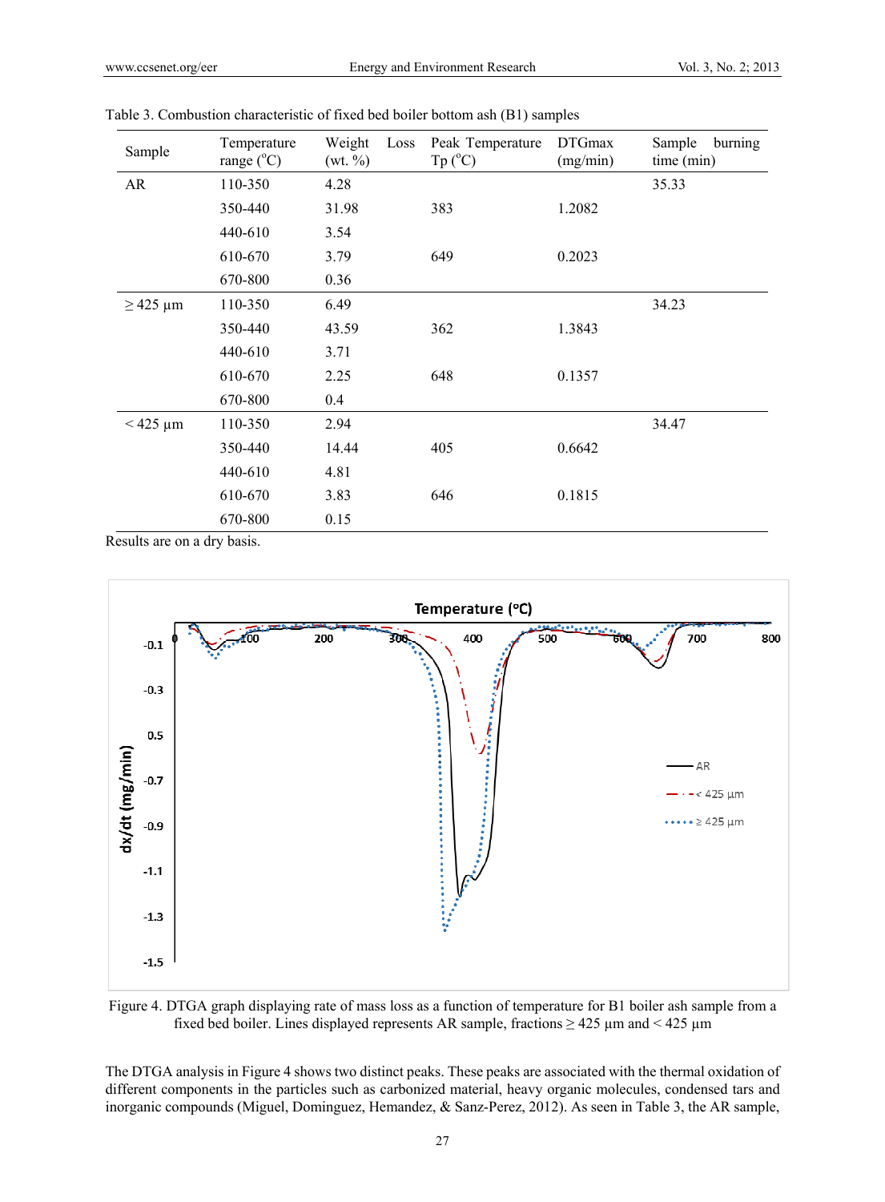Table 3. Combustion characteristic of fixed bed boiler bottom ash (B1) samples

| Sample | Temperature range (°C) | Weight Loss (wt. %) | Peak Temperature Tp (°C) | DTGmax (mg/min) | Sample burning time (min) |
|---|---|---|---|---|---|
| AR | 110-350 | 4.28 | | | 35.33 |
| | 350-440 | 31.98 | 383 | 1.2082 | |
| | 440-610 | 3.54 | | | |
| | 610-670 | 3.79 | 649 | 0.2023 | |
| | 670-800 | 0.36 | | | |
| ≥ 425 µm | 110-350 | 6.49 | | | 34.23 |
| | 350-440 | 43.59 | 362 | 1.3843 | |
| | 440-610 | 3.71 | | | |
| | 610-670 | 2.25 | 648 | 0.1357 | |
| | 670-800 | 0.4 | | | |
| < 425 µm | 110-350 | 2.94 | | | 34.47 |
| | 350-440 | 14.44 | 405 | 0.6642 | |
| | 440-610 | 4.81 | | | |
| | 610-670 | 3.83 | 646 | 0.1815 | |
| | 670-800 | 0.15 | | | |

Results are on a dry basis.

Figure 4. DTGA graph displaying rate of mass loss as a function of temperature for B1 boiler ash sample from a fixed bed boiler. Lines displayed represents AR sample, fractions ≥ 425 µm and < 425 µm

The DTGA analysis in Figure 4 shows two distinct peaks. These peaks are associated with the thermal oxidation of different components in the particles such as carbonized material, heavy organic molecules, condensed tars and inorganic compounds (Miguel, Dominguez, Hemandez, & Sanz-Perez, 2012). As seen in Table 3, the AR sample,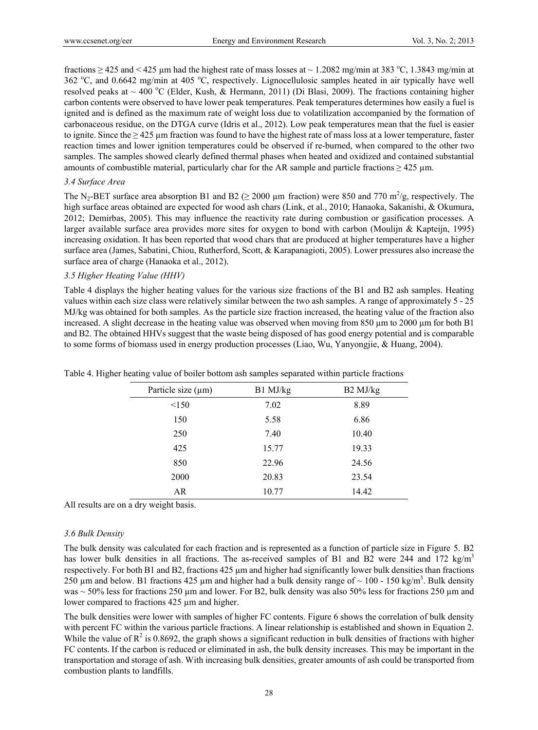fractions ≥ 425 and < 425 µm had the highest rate of mass losses at ~ 1.2082 mg/min at 383 °C, 1.3843 mg/min at 362 °C, and 0.6642 mg/min at 405 °C, respectively. Lignocellulosic samples heated in air typically have well resolved peaks at ~ 400 °C (Elder, Kush, & Hermann, 2011) (Di Blasi, 2009). The fractions containing higher carbon contents were observed to have lower peak temperatures. Peak temperatures determines how easily a fuel is ignited and is defined as the maximum rate of weight loss due to volatilization accompanied by the formation of carbonaceous residue, on the DTGA curve (Idris et al., 2012). Low peak temperatures mean that the fuel is easier to ignite. Since the ≥ 425 µm fraction was found to have the highest rate of mass loss at a lower temperature, faster reaction times and lower ignition temperatures could be observed if re-burned, when compared to the other two samples. The samples showed clearly defined thermal phases when heated and oxidized and contained substantial amounts of combustible material, particularly char for the AR sample and particle fractions ≥ 425 µm.

### *3.4 Surface Area*

The $N_2$-BET surface area absorption B1 and B2 (≥ 2000 µm fraction) were 850 and 770 $m^2/g$, respectively. The high surface areas obtained are expected for wood ash chars (Link, et al., 2010; Hanaoka, Sakanishi, & Okumura, 2012; Demirbas, 2005). This may influence the reactivity rate during combustion or gasification processes. A larger available surface area provides more sites for oxygen to bond with carbon (Moulijn & Kapteijn, 1995) increasing oxidation. It has been reported that wood chars that are produced at higher temperatures have a higher surface area (James, Sabatini, Chiou, Rutherford, Scott, & Karapanagioti, 2005). Lower pressures also increase the surface area of charge (Hanaoka et al., 2012).

### *3.5 Higher Heating Value (HHV)*

Table 4 displays the higher heating values for the various size fractions of the B1 and B2 ash samples. Heating values within each size class were relatively similar between the two ash samples. A range of approximately 5 - 25 MJ/kg was obtained for both samples. As the particle size fraction increased, the heating value of the fraction also increased. A slight decrease in the heating value was observed when moving from 850 µm to 2000 µm for both B1 and B2. The obtained HHVs suggest that the waste being disposed of has good energy potential and is comparable to some forms of biomass used in energy production processes (Liao, Wu, Yanyongjie, & Huang, 2004).

Table 4. Higher heating value of boiler bottom ash samples separated within particle fractions

| Particle size (µm) | B1 MJ/kg | B2 MJ/kg |
|---|---|---|
| <150 | 7.02 | 8.89 |
| 150 | 5.58 | 6.86 |
| 250 | 7.40 | 10.40 |
| 425 | 15.77 | 19.33 |
| 850 | 22.96 | 24.56 |
| 2000 | 20.83 | 23.54 |
| AR | 10.77 | 14.42 |

All results are on a dry weight basis.

### *3.6 Bulk Density*

The bulk density was calculated for each fraction and is represented as a function of particle size in Figure 5. B2 has lower bulk densities in all fractions. The as-received samples of B1 and B2 were 244 and 172 $kg/m^3$ respectively. For both B1 and B2, fractions 425 µm and higher had significantly lower bulk densities than fractions 250 µm and below. B1 fractions 425 µm and higher had a bulk density range of ~ 100 - 150 $kg/m^3$. Bulk density was ~ 50% less for fractions 250 µm and lower. For B2, bulk density was also 50% less for fractions 250 µm and lower compared to fractions 425 µm and higher.

The bulk densities were lower with samples of higher FC contents. Figure 6 shows the correlation of bulk density with percent FC within the various particle fractions. A linear relationship is established and shown in Equation 2. While the value of $R^2$ is 0.8692, the graph shows a significant reduction in bulk densities of fractions with higher FC contents. If the carbon is reduced or eliminated in ash, the bulk density increases. This may be important in the transportation and storage of ash. With increasing bulk densities, greater amounts of ash could be transported from combustion plants to landfills.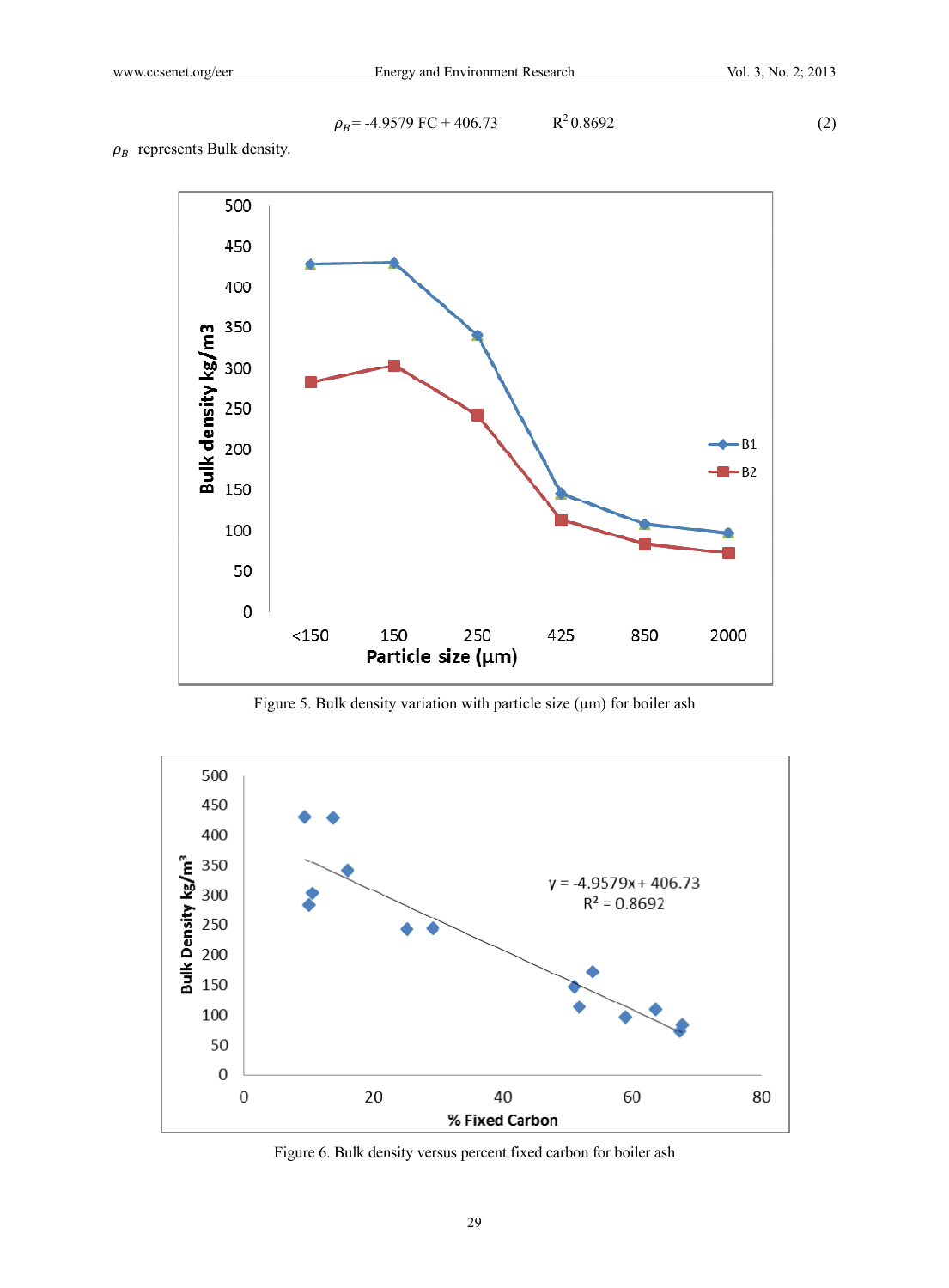$$\rho_B = -4.9579\ FC + 406.73 \qquad R^2\ 0.8692 \tag{2}$$

$\rho_B$ represents Bulk density.

Figure 5. Bulk density variation with particle size (μm) for boiler ash

Figure 6. Bulk density versus percent fixed carbon for boiler ash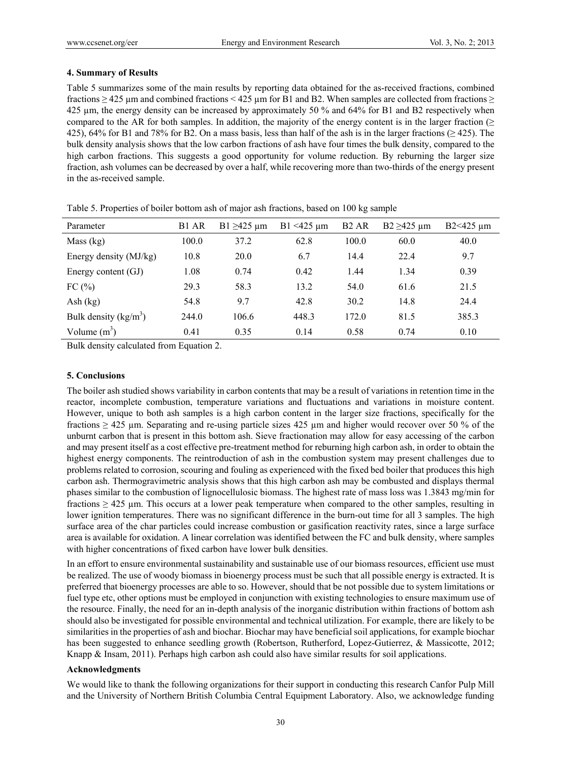### 4. Summary of Results

Table 5 summarizes some of the main results by reporting data obtained for the as-received fractions, combined fractions ≥ 425 µm and combined fractions < 425 µm for B1 and B2. When samples are collected from fractions ≥ 425 µm, the energy density can be increased by approximately 50 % and 64% for B1 and B2 respectively when compared to the AR for both samples. In addition, the majority of the energy content is in the larger fraction (≥ 425), 64% for B1 and 78% for B2. On a mass basis, less than half of the ash is in the larger fractions (≥ 425). The bulk density analysis shows that the low carbon fractions of ash have four times the bulk density, compared to the high carbon fractions. This suggests a good opportunity for volume reduction. By reburning the larger size fraction, ash volumes can be decreased by over a half, while recovering more than two-thirds of the energy present in the as-received sample.

Table 5. Properties of boiler bottom ash of major ash fractions, based on 100 kg sample

| Parameter | B1 AR | B1 ≥425 µm | B1 <425 µm | B2 AR | B2 ≥425 µm | B2<425 µm |
|---|---|---|---|---|---|---|
| Mass (kg) | 100.0 | 37.2 | 62.8 | 100.0 | 60.0 | 40.0 |
| Energy density (MJ/kg) | 10.8 | 20.0 | 6.7 | 14.4 | 22.4 | 9.7 |
| Energy content (GJ) | 1.08 | 0.74 | 0.42 | 1.44 | 1.34 | 0.39 |
| FC (%) | 29.3 | 58.3 | 13.2 | 54.0 | 61.6 | 21.5 |
| Ash (kg) | 54.8 | 9.7 | 42.8 | 30.2 | 14.8 | 24.4 |
| Bulk density (kg/m$^3$) | 244.0 | 106.6 | 448.3 | 172.0 | 81.5 | 385.3 |
| Volume (m$^3$) | 0.41 | 0.35 | 0.14 | 0.58 | 0.74 | 0.10 |

Bulk density calculated from Equation 2.

### 5. Conclusions

The boiler ash studied shows variability in carbon contents that may be a result of variations in retention time in the reactor, incomplete combustion, temperature variations and fluctuations and variations in moisture content. However, unique to both ash samples is a high carbon content in the larger size fractions, specifically for the fractions ≥ 425 µm. Separating and re-using particle sizes 425 µm and higher would recover over 50 % of the unburnt carbon that is present in this bottom ash. Sieve fractionation may allow for easy accessing of the carbon and may present itself as a cost effective pre-treatment method for reburning high carbon ash, in order to obtain the highest energy components. The reintroduction of ash in the combustion system may present challenges due to problems related to corrosion, scouring and fouling as experienced with the fixed bed boiler that produces this high carbon ash. Thermogravimetric analysis shows that this high carbon ash may be combusted and displays thermal phases similar to the combustion of lignocellulosic biomass. The highest rate of mass loss was 1.3843 mg/min for fractions ≥ 425 µm. This occurs at a lower peak temperature when compared to the other samples, resulting in lower ignition temperatures. There was no significant difference in the burn-out time for all 3 samples. The high surface area of the char particles could increase combustion or gasification reactivity rates, since a large surface area is available for oxidation. A linear correlation was identified between the FC and bulk density, where samples with higher concentrations of fixed carbon have lower bulk densities.

In an effort to ensure environmental sustainability and sustainable use of our biomass resources, efficient use must be realized. The use of woody biomass in bioenergy process must be such that all possible energy is extracted. It is preferred that bioenergy processes are able to do so. However, should that be not possible due to system limitations or fuel type etc, other options must be employed in conjunction with existing technologies to ensure maximum use of the resource. Finally, the need for an in-depth analysis of the inorganic distribution within fractions of bottom ash should also be investigated for possible environmental and technical utilization. For example, there are likely to be similarities in the properties of ash and biochar. Biochar may have beneficial soil applications, for example biochar has been suggested to enhance seedling growth (Robertson, Rutherford, Lopez-Gutierrez, & Massicotte, 2012; Knapp & Insam, 2011). Perhaps high carbon ash could also have similar results for soil applications.

### Acknowledgments

We would like to thank the following organizations for their support in conducting this research Canfor Pulp Mill and the University of Northern British Columbia Central Equipment Laboratory. Also, we acknowledge funding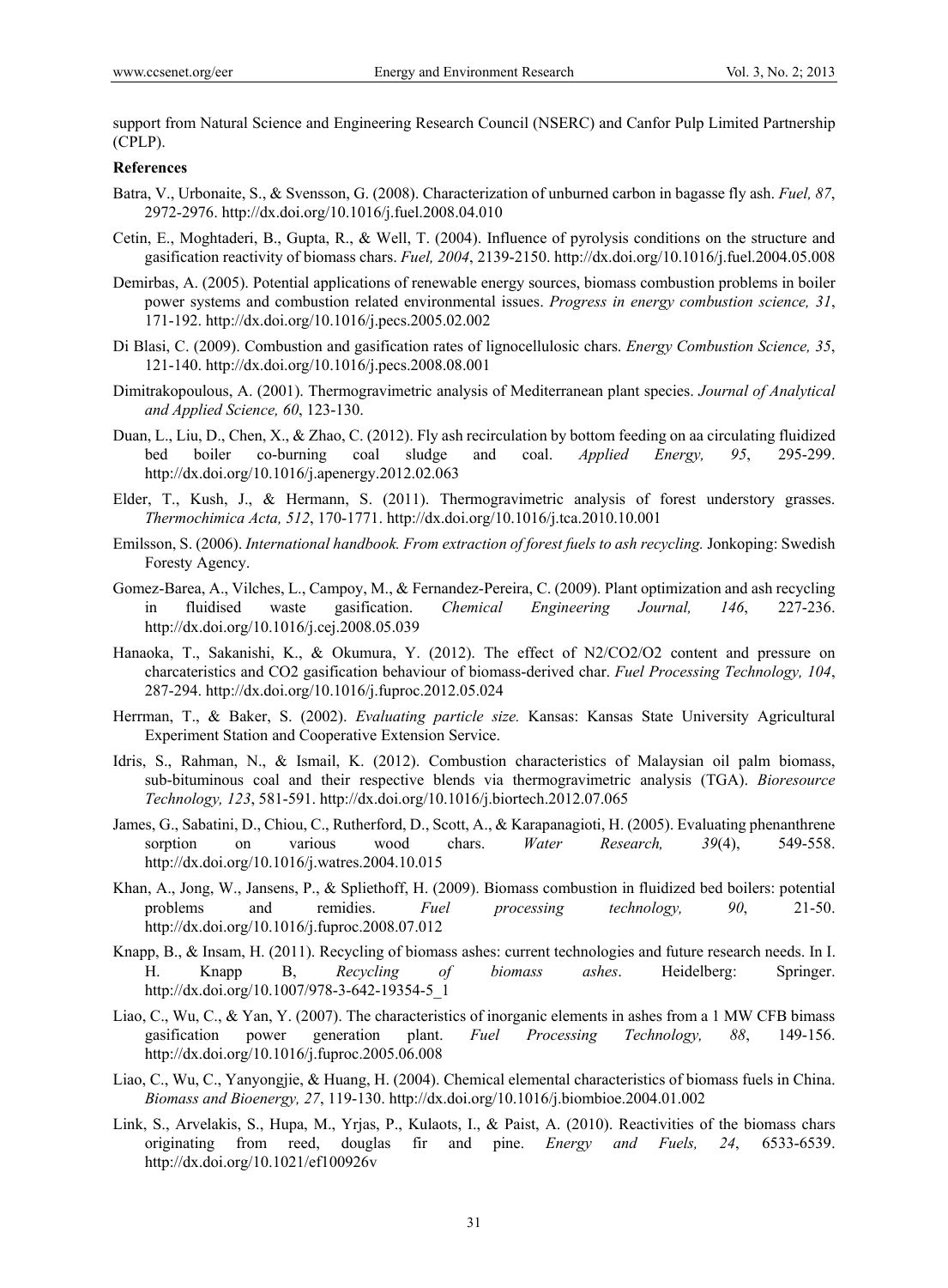support from Natural Science and Engineering Research Council (NSERC) and Canfor Pulp Limited Partnership (CPLP).

**References**

Batra, V., Urbonaite, S., & Svensson, G. (2008). Characterization of unburned carbon in bagasse fly ash. *Fuel, 87*, 2972-2976. http://dx.doi.org/10.1016/j.fuel.2008.04.010

Cetin, E., Moghtaderi, B., Gupta, R., & Well, T. (2004). Influence of pyrolysis conditions on the structure and gasification reactivity of biomass chars. *Fuel, 2004*, 2139-2150. http://dx.doi.org/10.1016/j.fuel.2004.05.008

Demirbas, A. (2005). Potential applications of renewable energy sources, biomass combustion problems in boiler power systems and combustion related environmental issues. *Progress in energy combustion science, 31*, 171-192. http://dx.doi.org/10.1016/j.pecs.2005.02.002

Di Blasi, C. (2009). Combustion and gasification rates of lignocellulosic chars. *Energy Combustion Science, 35*, 121-140. http://dx.doi.org/10.1016/j.pecs.2008.08.001

Dimitrakopoulous, A. (2001). Thermogravimetric analysis of Mediterranean plant species. *Journal of Analytical and Applied Science, 60*, 123-130.

Duan, L., Liu, D., Chen, X., & Zhao, C. (2012). Fly ash recirculation by bottom feeding on aa circulating fluidized bed boiler co-burning coal sludge and coal. *Applied Energy, 95*, 295-299. http://dx.doi.org/10.1016/j.apenergy.2012.02.063

Elder, T., Kush, J., & Hermann, S. (2011). Thermogravimetric analysis of forest understory grasses. *Thermochimica Acta, 512*, 170-1771. http://dx.doi.org/10.1016/j.tca.2010.10.001

Emilsson, S. (2006). *International handbook. From extraction of forest fuels to ash recycling.* Jonkoping: Swedish Foresty Agency.

Gomez-Barea, A., Vilches, L., Campoy, M., & Fernandez-Pereira, C. (2009). Plant optimization and ash recycling in fluidised waste gasification. *Chemical Engineering Journal, 146*, 227-236. http://dx.doi.org/10.1016/j.cej.2008.05.039

Hanaoka, T., Sakanishi, K., & Okumura, Y. (2012). The effect of N2/CO2/O2 content and pressure on charcateristics and CO2 gasification behaviour of biomass-derived char. *Fuel Processing Technology, 104*, 287-294. http://dx.doi.org/10.1016/j.fuproc.2012.05.024

Herrman, T., & Baker, S. (2002). *Evaluating particle size.* Kansas: Kansas State University Agricultural Experiment Station and Cooperative Extension Service.

Idris, S., Rahman, N., & Ismail, K. (2012). Combustion characteristics of Malaysian oil palm biomass, sub-bituminous coal and their respective blends via thermogravimetric analysis (TGA). *Bioresource Technology, 123*, 581-591. http://dx.doi.org/10.1016/j.biortech.2012.07.065

James, G., Sabatini, D., Chiou, C., Rutherford, D., Scott, A., & Karapanagioti, H. (2005). Evaluating phenanthrene sorption on various wood chars. *Water Research, 39*(4), 549-558. http://dx.doi.org/10.1016/j.watres.2004.10.015

Khan, A., Jong, W., Jansens, P., & Spliethoff, H. (2009). Biomass combustion in fluidized bed boilers: potential problems and remidies. *Fuel processing technology, 90*, 21-50. http://dx.doi.org/10.1016/j.fuproc.2008.07.012

Knapp, B., & Insam, H. (2011). Recycling of biomass ashes: current technologies and future research needs. In I. H. Knapp B, *Recycling of biomass ashes*. Heidelberg: Springer. http://dx.doi.org/10.1007/978-3-642-19354-5_1

Liao, C., Wu, C., & Yan, Y. (2007). The characteristics of inorganic elements in ashes from a 1 MW CFB bimass gasification power generation plant. *Fuel Processing Technology, 88*, 149-156. http://dx.doi.org/10.1016/j.fuproc.2005.06.008

Liao, C., Wu, C., Yanyongjie, & Huang, H. (2004). Chemical elemental characteristics of biomass fuels in China. *Biomass and Bioenergy, 27*, 119-130. http://dx.doi.org/10.1016/j.biombioe.2004.01.002

Link, S., Arvelakis, S., Hupa, M., Yrjas, P., Kulaots, I., & Paist, A. (2010). Reactivities of the biomass chars originating from reed, douglas fir and pine. *Energy and Fuels, 24*, 6533-6539. http://dx.doi.org/10.1021/ef100926v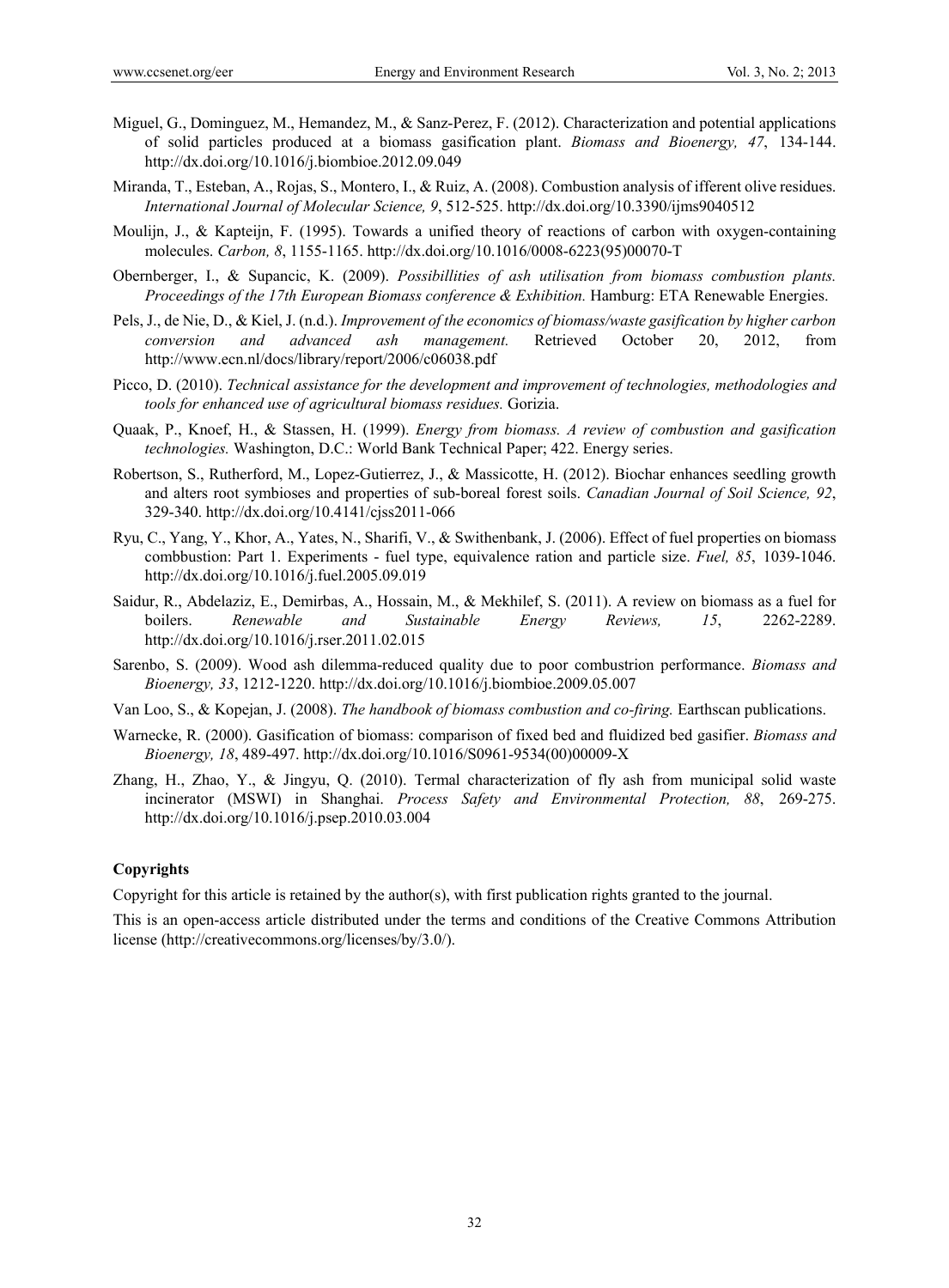Miguel, G., Dominguez, M., Hemandez, M., & Sanz-Perez, F. (2012). Characterization and potential applications of solid particles produced at a biomass gasification plant. *Biomass and Bioenergy, 47*, 134-144. http://dx.doi.org/10.1016/j.biombioe.2012.09.049

Miranda, T., Esteban, A., Rojas, S., Montero, I., & Ruiz, A. (2008). Combustion analysis of ifferent olive residues. *International Journal of Molecular Science, 9*, 512-525. http://dx.doi.org/10.3390/ijms9040512

Moulijn, J., & Kapteijn, F. (1995). Towards a unified theory of reactions of carbon with oxygen-containing molecules. *Carbon, 8*, 1155-1165. http://dx.doi.org/10.1016/0008-6223(95)00070-T

Obernberger, I., & Supancic, K. (2009). *Possibillities of ash utilisation from biomass combustion plants. Proceedings of the 17th European Biomass conference & Exhibition.* Hamburg: ETA Renewable Energies.

Pels, J., de Nie, D., & Kiel, J. (n.d.). *Improvement of the economics of biomass/waste gasification by higher carbon conversion and advanced ash management.* Retrieved October 20, 2012, from http://www.ecn.nl/docs/library/report/2006/c06038.pdf

Picco, D. (2010). *Technical assistance for the development and improvement of technologies, methodologies and tools for enhanced use of agricultural biomass residues.* Gorizia.

Quaak, P., Knoef, H., & Stassen, H. (1999). *Energy from biomass. A review of combustion and gasification technologies.* Washington, D.C.: World Bank Technical Paper; 422. Energy series.

Robertson, S., Rutherford, M., Lopez-Gutierrez, J., & Massicotte, H. (2012). Biochar enhances seedling growth and alters root symbioses and properties of sub-boreal forest soils. *Canadian Journal of Soil Science, 92*, 329-340. http://dx.doi.org/10.4141/cjss2011-066

Ryu, C., Yang, Y., Khor, A., Yates, N., Sharifi, V., & Swithenbank, J. (2006). Effect of fuel properties on biomass combbustion: Part 1. Experiments - fuel type, equivalence ration and particle size. *Fuel, 85*, 1039-1046. http://dx.doi.org/10.1016/j.fuel.2005.09.019

Saidur, R., Abdelaziz, E., Demirbas, A., Hossain, M., & Mekhilef, S. (2011). A review on biomass as a fuel for boilers. *Renewable and Sustainable Energy Reviews, 15*, 2262-2289. http://dx.doi.org/10.1016/j.rser.2011.02.015

Sarenbo, S. (2009). Wood ash dilemma-reduced quality due to poor combustrion performance. *Biomass and Bioenergy, 33*, 1212-1220. http://dx.doi.org/10.1016/j.biombioe.2009.05.007

Van Loo, S., & Kopejan, J. (2008). *The handbook of biomass combustion and co-firing.* Earthscan publications.

Warnecke, R. (2000). Gasification of biomass: comparison of fixed bed and fluidized bed gasifier. *Biomass and Bioenergy, 18*, 489-497. http://dx.doi.org/10.1016/S0961-9534(00)00009-X

Zhang, H., Zhao, Y., & Jingyu, Q. (2010). Termal characterization of fly ash from municipal solid waste incinerator (MSWI) in Shanghai. *Process Safety and Environmental Protection, 88*, 269-275. http://dx.doi.org/10.1016/j.psep.2010.03.004

**Copyrights**

Copyright for this article is retained by the author(s), with first publication rights granted to the journal.

This is an open-access article distributed under the terms and conditions of the Creative Commons Attribution license (http://creativecommons.org/licenses/by/3.0/).